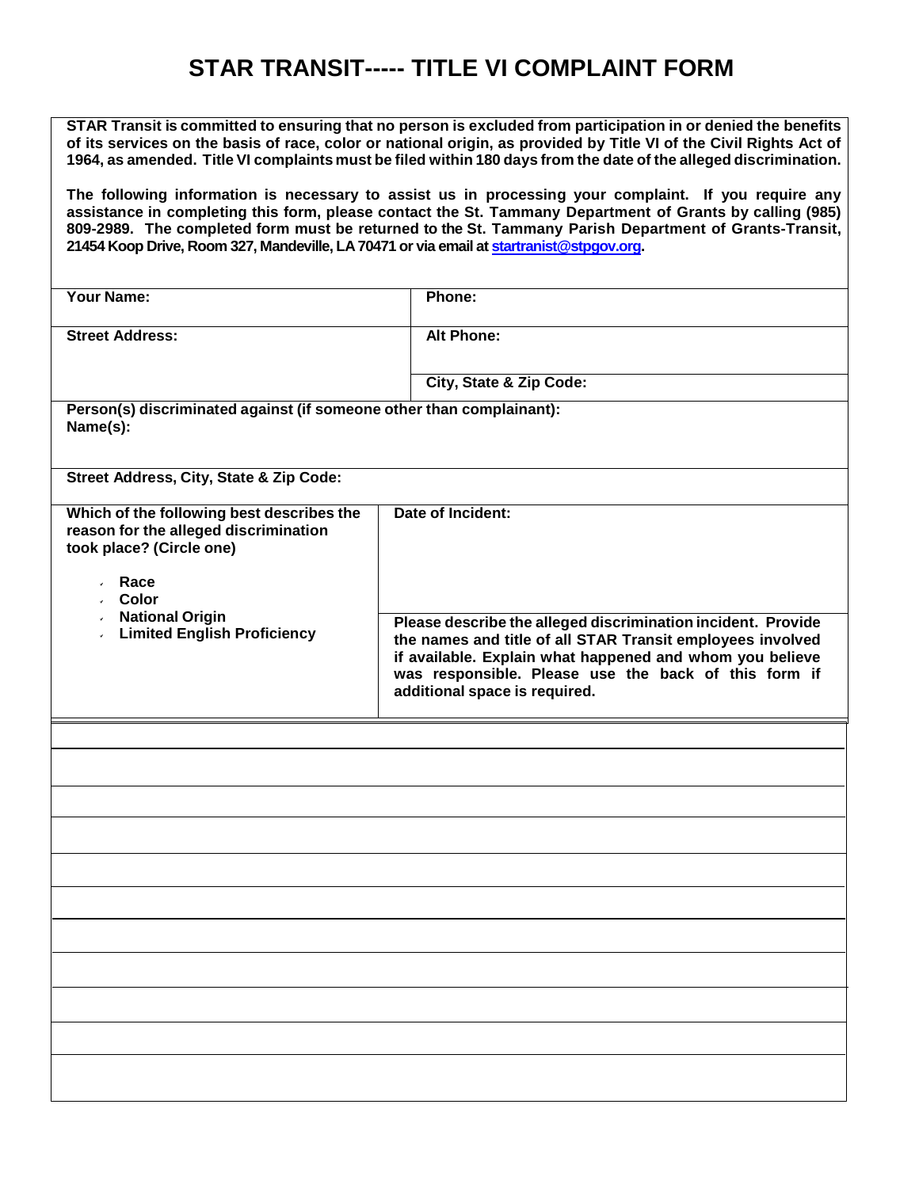# STAR TRANSIT----- TITLE VI COMPLAINT FORM

**STAR Transit is committed to ensuring that no person is excluded from participation in or denied the benefits of its services on the basis of race, color or national origin, as provided by Title VI of the Civil Rights Act of 1964, as amended. Title VI complaints must be filed within 180 days from the date of the alleged discrimination.**

**The following information is necessary to assist us in processing your complaint. If you require any assistance in completing this form, please contact the St. Tammany Department of Grants by calling (985) 809-2989. The completed form must be returned to the St. Tammany Parish Department of Grants-Transit, 21454 Koop Drive, Room 327, Mandeville, LA 70471 or via email at startranist@stpgov.org.**

| | |
|---|---|
| **Your Name:** | **Phone:** |
| **Street Address:** | **Alt Phone:** |
| | **City, State & Zip Code:** |
| **Person(s) discriminated against (if someone other than complainant):** **Name(s):** | |
| **Street Address, City, State & Zip Code:** | |
| **Which of the following best describes the reason for the alleged discrimination took place? (Circle one)** | **Date of Incident:** |
| • **Race** • **Color** • **National Origin** • **Limited English Proficiency** | **Please describe the alleged discrimination incident. Provide the names and title of all STAR Transit employees involved if available. Explain what happened and whom you believe was responsible. Please use the back of this form if additional space is required.** |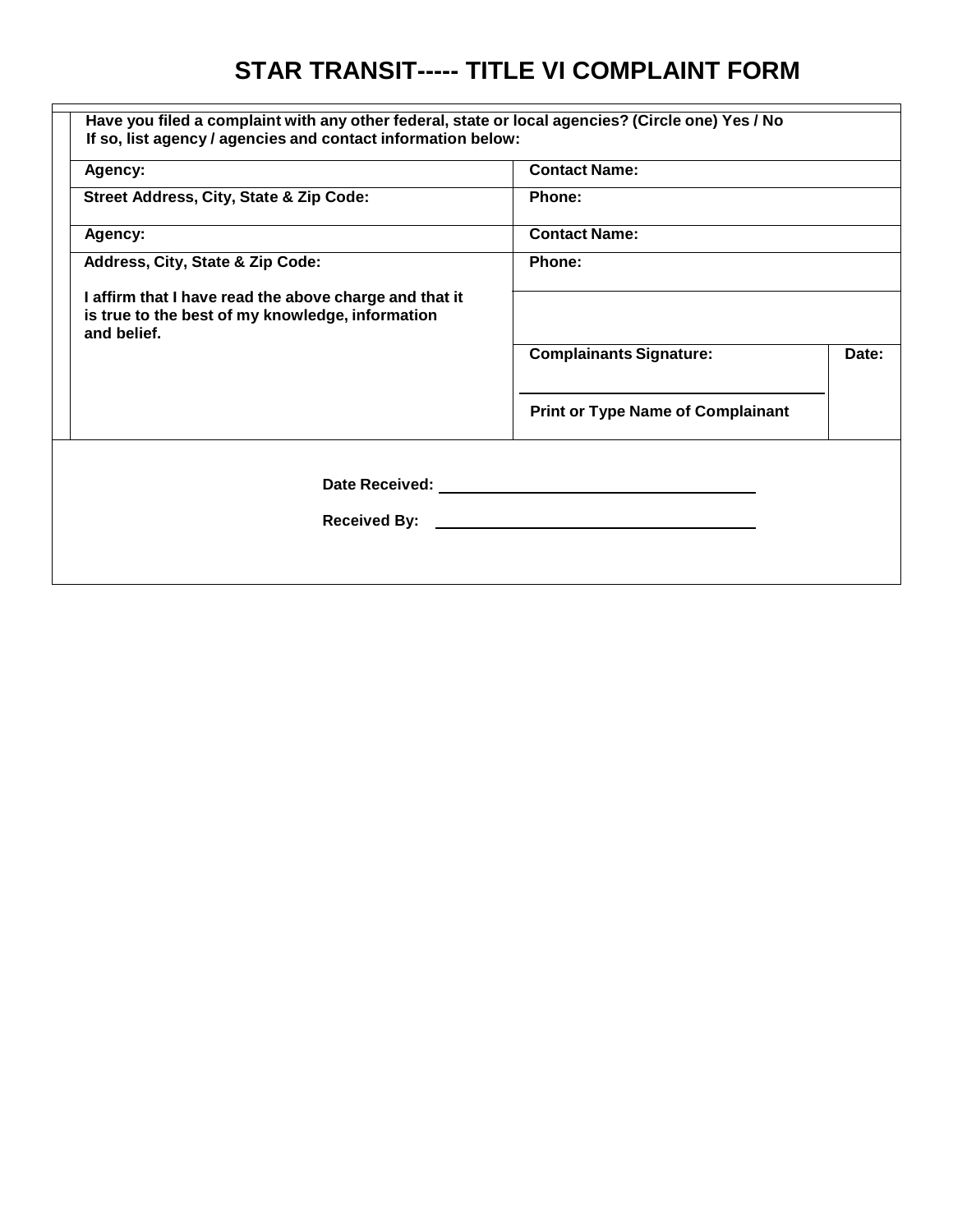# STAR TRANSIT----- TITLE VI COMPLAINT FORM

| | | |
|---|---|---|
| **Have you filed a complaint with any other federal, state or local agencies? (Circle one) Yes / No**<br>**If so, list agency / agencies and contact information below:** | | |
| **Agency:** | **Contact Name:** | |
| **Street Address, City, State & Zip Code:** | **Phone:** | |
| **Agency:** | **Contact Name:** | |
| **Address, City, State & Zip Code:** | **Phone:** | |
| **I affirm that I have read the above charge and that it is true to the best of my knowledge, information and belief.** | | |
| | **Complainants Signature:**<br><br>**Print or Type Name of Complainant** | **Date:** |

**Date Received:** ______________________________

**Received By:** ______________________________